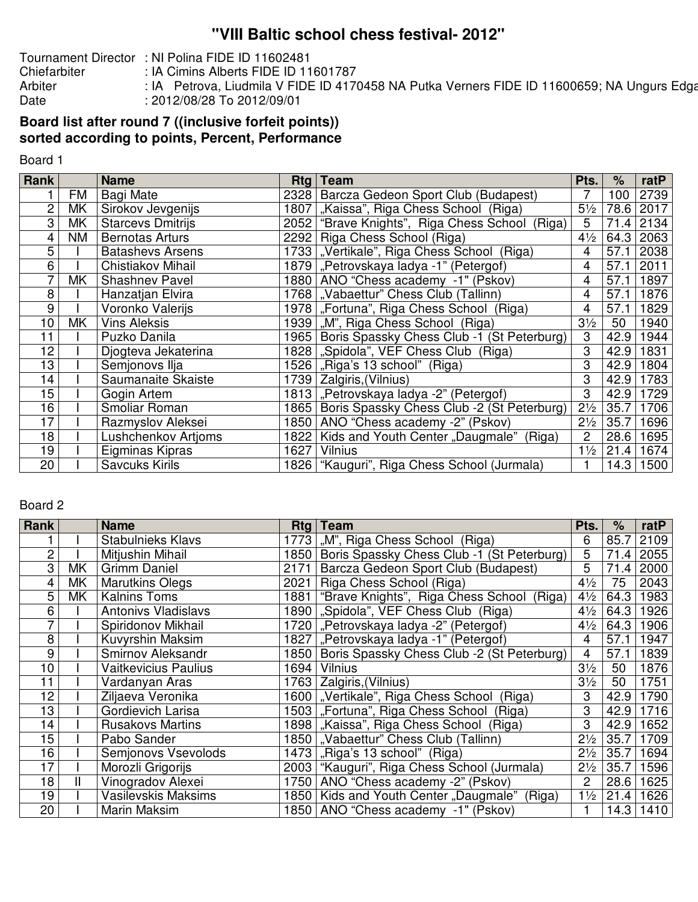# "VIII Baltic school chess festival- 2012"

Tournament Director : NI Polina FIDE ID 11602481
Chiefarbiter : IA Cimins Alberts FIDE ID 11601787
Arbiter : IA Petrova, Liudmila V FIDE ID 4170458 NA Putka Verners FIDE ID 11600659; NA Ungurs Edga
Date : 2012/08/28 To 2012/09/01

**Board list after round 7 ((inclusive forfeit points))**
**sorted according to points, Percent, Performance**

Board 1

| Rank | | Name | Rtg | Team | Pts. | % | ratP |
|---|---|---|---|---|---|---|---|
| 1 | FM | Bagi Mate | 2328 | Barcza Gedeon Sport Club (Budapest) | 7 | 100 | 2739 |
| 2 | MK | Sirokov Jevgenijs | 1807 | „Kaissa", Riga Chess School (Riga) | 5½ | 78.6 | 2017 |
| 3 | MK | Starcevs Dmitrijs | 2052 | "Brave Knights", Riga Chess School (Riga) | 5 | 71.4 | 2134 |
| 4 | NM | Bernotas Arturs | 2292 | Riga Chess School (Riga) | 4½ | 64.3 | 2063 |
| 5 | I | Batashevs Arsens | 1733 | „Vertikale", Riga Chess School (Riga) | 4 | 57.1 | 2038 |
| 6 | I | Chistiakov Mihail | 1879 | „Petrovskaya ladya -1" (Petergof) | 4 | 57.1 | 2011 |
| 7 | MK | Shashnev Pavel | 1880 | ANO "Chess academy -1" (Pskov) | 4 | 57.1 | 1897 |
| 8 | I | Hanzatjan Elvira | 1768 | „Vabaettur" Chess Club (Tallinn) | 4 | 57.1 | 1876 |
| 9 | I | Voronko Valerijs | 1978 | „Fortuna", Riga Chess School (Riga) | 4 | 57.1 | 1829 |
| 10 | MK | Vins Aleksis | 1939 | „M", Riga Chess School (Riga) | 3½ | 50 | 1940 |
| 11 | I | Puzko Danila | 1965 | Boris Spassky Chess Club -1 (St Peterburg) | 3 | 42.9 | 1944 |
| 12 | I | Djogteva Jekaterina | 1828 | „Spidola", VEF Chess Club (Riga) | 3 | 42.9 | 1831 |
| 13 | I | Semjonovs Ilja | 1526 | „Riga's 13 school" (Riga) | 3 | 42.9 | 1804 |
| 14 | I | Saumanaite Skaiste | 1739 | Zalgiris,(Vilnius) | 3 | 42.9 | 1783 |
| 15 | I | Gogin Artem | 1813 | „Petrovskaya ladya -2" (Petergof) | 3 | 42.9 | 1729 |
| 16 | I | Smoliar Roman | 1865 | Boris Spassky Chess Club -2 (St Peterburg) | 2½ | 35.7 | 1706 |
| 17 | I | Razmyslov Aleksei | 1850 | ANO "Chess academy -2" (Pskov) | 2½ | 35.7 | 1696 |
| 18 | I | Lushchenkov Artjoms | 1822 | Kids and Youth Center „Daugmale" (Riga) | 2 | 28.6 | 1695 |
| 19 | I | Eigminas Kipras | 1627 | Vilnius | 1½ | 21.4 | 1674 |
| 20 | I | Savcuks Kirils | 1826 | "Kauguri", Riga Chess School (Jurmala) | 1 | 14.3 | 1500 |

Board 2

| Rank | | Name | Rtg | Team | Pts. | % | ratP |
|---|---|---|---|---|---|---|---|
| 1 | I | Stabulnieks Klavs | 1773 | „M", Riga Chess School (Riga) | 6 | 85.7 | 2109 |
| 2 | I | Mitjushin Mihail | 1850 | Boris Spassky Chess Club -1 (St Peterburg) | 5 | 71.4 | 2055 |
| 3 | MK | Grimm Daniel | 2171 | Barcza Gedeon Sport Club (Budapest) | 5 | 71.4 | 2000 |
| 4 | MK | Marutkins Olegs | 2021 | Riga Chess School (Riga) | 4½ | 75 | 2043 |
| 5 | MK | Kalnins Toms | 1881 | "Brave Knights", Riga Chess School (Riga) | 4½ | 64.3 | 1983 |
| 6 | I | Antonivs Vladislavs | 1890 | „Spidola", VEF Chess Club (Riga) | 4½ | 64.3 | 1926 |
| 7 | I | Spiridonov Mikhail | 1720 | „Petrovskaya ladya -2" (Petergof) | 4½ | 64.3 | 1906 |
| 8 | I | Kuvyrshin Maksim | 1827 | „Petrovskaya ladya -1" (Petergof) | 4 | 57.1 | 1947 |
| 9 | I | Smirnov Aleksandr | 1850 | Boris Spassky Chess Club -2 (St Peterburg) | 4 | 57.1 | 1839 |
| 10 | I | Vaitkevicius Paulius | 1694 | Vilnius | 3½ | 50 | 1876 |
| 11 | I | Vardanyan Aras | 1763 | Zalgiris,(Vilnius) | 3½ | 50 | 1751 |
| 12 | I | Ziljaeva Veronika | 1600 | „Vertikale", Riga Chess School (Riga) | 3 | 42.9 | 1790 |
| 13 | I | Gordievich Larisa | 1503 | „Fortuna", Riga Chess School (Riga) | 3 | 42.9 | 1716 |
| 14 | I | Rusakovs Martins | 1898 | „Kaissa", Riga Chess School (Riga) | 3 | 42.9 | 1652 |
| 15 | I | Pabo Sander | 1850 | „Vabaettur" Chess Club (Tallinn) | 2½ | 35.7 | 1709 |
| 16 | I | Semjonovs Vsevolods | 1473 | „Riga's 13 school" (Riga) | 2½ | 35.7 | 1694 |
| 17 | I | Morozli Grigorijs | 2003 | "Kauguri", Riga Chess School (Jurmala) | 2½ | 35.7 | 1596 |
| 18 | II | Vinogradov Alexei | 1750 | ANO "Chess academy -2" (Pskov) | 2 | 28.6 | 1625 |
| 19 | I | Vasilevskis Maksims | 1850 | Kids and Youth Center „Daugmale" (Riga) | 1½ | 21.4 | 1626 |
| 20 | I | Marin Maksim | 1850 | ANO "Chess academy -1" (Pskov) | 1 | 14.3 | 1410 |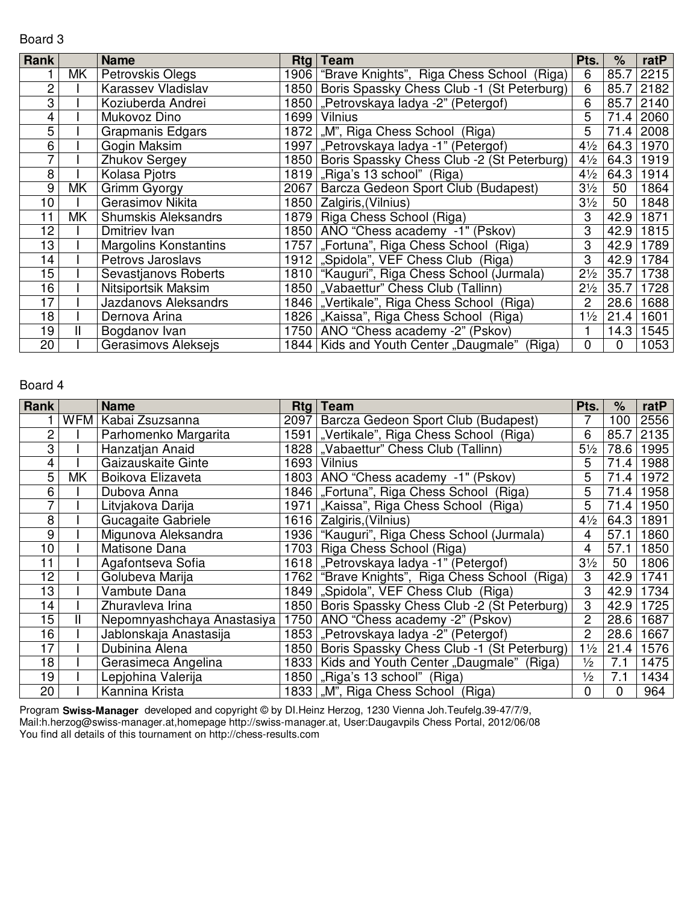Board 3

| Rank | | Name | Rtg | Team | Pts. | % | ratP |
|---|---|---|---|---|---|---|---|
| 1 | MK | Petrovskis Olegs | 1906 | "Brave Knights", Riga Chess School (Riga) | 6 | 85.7 | 2215 |
| 2 | I | Karassev Vladislav | 1850 | Boris Spassky Chess Club -1 (St Peterburg) | 6 | 85.7 | 2182 |
| 3 | I | Koziuberda Andrei | 1850 | „Petrovskaya ladya -2" (Petergof) | 6 | 85.7 | 2140 |
| 4 | I | Mukovoz Dino | 1699 | Vilnius | 5 | 71.4 | 2060 |
| 5 | I | Grapmanis Edgars | 1872 | „M", Riga Chess School (Riga) | 5 | 71.4 | 2008 |
| 6 | I | Gogin Maksim | 1997 | „Petrovskaya ladya -1" (Petergof) | 4½ | 64.3 | 1970 |
| 7 | I | Zhukov Sergey | 1850 | Boris Spassky Chess Club -2 (St Peterburg) | 4½ | 64.3 | 1919 |
| 8 | I | Kolasa Pjotrs | 1819 | „Riga's 13 school" (Riga) | 4½ | 64.3 | 1914 |
| 9 | MK | Grimm Gyorgy | 2067 | Barcza Gedeon Sport Club (Budapest) | 3½ | 50 | 1864 |
| 10 | I | Gerasimov Nikita | 1850 | Zalgiris,(Vilnius) | 3½ | 50 | 1848 |
| 11 | MK | Shumskis Aleksandrs | 1879 | Riga Chess School (Riga) | 3 | 42.9 | 1871 |
| 12 | I | Dmitriev Ivan | 1850 | ANO "Chess academy -1" (Pskov) | 3 | 42.9 | 1815 |
| 13 | I | Margolins Konstantins | 1757 | „Fortuna", Riga Chess School (Riga) | 3 | 42.9 | 1789 |
| 14 | I | Petrovs Jaroslavs | 1912 | „Spidola", VEF Chess Club (Riga) | 3 | 42.9 | 1784 |
| 15 | I | Sevastjanovs Roberts | 1810 | "Kauguri", Riga Chess School (Jurmala) | 2½ | 35.7 | 1738 |
| 16 | I | Nitsiportsik Maksim | 1850 | „Vabaettur" Chess Club (Tallinn) | 2½ | 35.7 | 1728 |
| 17 | I | Jazdanovs Aleksandrs | 1846 | „Vertikale", Riga Chess School (Riga) | 2 | 28.6 | 1688 |
| 18 | I | Dernova Arina | 1826 | „Kaissa", Riga Chess School (Riga) | 1½ | 21.4 | 1601 |
| 19 | II | Bogdanov Ivan | 1750 | ANO "Chess academy -2" (Pskov) | 1 | 14.3 | 1545 |
| 20 | I | Gerasimovs Aleksejs | 1844 | Kids and Youth Center „Daugmale" (Riga) | 0 | 0 | 1053 |

Board 4

| Rank | | Name | Rtg | Team | Pts. | % | ratP |
|---|---|---|---|---|---|---|---|
| 1 | WFM | Kabai Zsuzsanna | 2097 | Barcza Gedeon Sport Club (Budapest) | 7 | 100 | 2556 |
| 2 | I | Parhomenko Margarita | 1591 | „Vertikale", Riga Chess School (Riga) | 6 | 85.7 | 2135 |
| 3 | I | Hanzatjan Anaid | 1828 | „Vabaettur" Chess Club (Tallinn) | 5½ | 78.6 | 1995 |
| 4 | I | Gaizauskaite Ginte | 1693 | Vilnius | 5 | 71.4 | 1988 |
| 5 | MK | Boikova Elizaveta | 1803 | ANO "Chess academy -1" (Pskov) | 5 | 71.4 | 1972 |
| 6 | I | Dubova Anna | 1846 | „Fortuna", Riga Chess School (Riga) | 5 | 71.4 | 1958 |
| 7 | I | Litvjakova Darija | 1971 | „Kaissa", Riga Chess School (Riga) | 5 | 71.4 | 1950 |
| 8 | I | Gucagaite Gabriele | 1616 | Zalgiris,(Vilnius) | 4½ | 64.3 | 1891 |
| 9 | I | Migunova Aleksandra | 1936 | "Kauguri", Riga Chess School (Jurmala) | 4 | 57.1 | 1860 |
| 10 | I | Matisone Dana | 1703 | Riga Chess School (Riga) | 4 | 57.1 | 1850 |
| 11 | I | Agafontseva Sofia | 1618 | „Petrovskaya ladya -1" (Petergof) | 3½ | 50 | 1806 |
| 12 | I | Golubeva Marija | 1762 | "Brave Knights", Riga Chess School (Riga) | 3 | 42.9 | 1741 |
| 13 | I | Vambute Dana | 1849 | „Spidola", VEF Chess Club (Riga) | 3 | 42.9 | 1734 |
| 14 | I | Zhuravleva Irina | 1850 | Boris Spassky Chess Club -2 (St Peterburg) | 3 | 42.9 | 1725 |
| 15 | II | Nepomnyashchaya Anastasiya | 1750 | ANO "Chess academy -2" (Pskov) | 2 | 28.6 | 1687 |
| 16 | I | Jablonskaja Anastasija | 1853 | „Petrovskaya ladya -2" (Petergof) | 2 | 28.6 | 1667 |
| 17 | I | Dubinina Alena | 1850 | Boris Spassky Chess Club -1 (St Peterburg) | 1½ | 21.4 | 1576 |
| 18 | I | Gerasimeca Angelina | 1833 | Kids and Youth Center „Daugmale" (Riga) | ½ | 7.1 | 1475 |
| 19 | I | Lepjohina Valerija | 1850 | „Riga's 13 school" (Riga) | ½ | 7.1 | 1434 |
| 20 | I | Kannina Krista | 1833 | „M", Riga Chess School (Riga) | 0 | 0 | 964 |

Program **Swiss-Manager** developed and copyright © by DI.Heinz Herzog, 1230 Vienna Joh.Teufelg.39-47/7/9,
Mail:h.herzog@swiss-manager.at,homepage http://swiss-manager.at, User:Daugavpils Chess Portal, 2012/06/08
You find all details of this tournament on http://chess-results.com